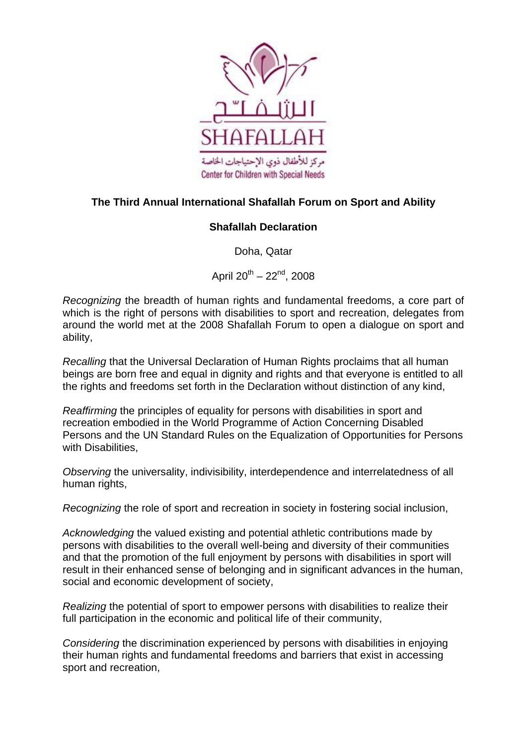الشفلّح

SHAFALLAH

مركز للأطفال ذوي الإحتياجات الخاصة

Center for Children with Special Needs

**The Third Annual International Shafallah Forum on Sport and Ability**

**Shafallah Declaration**

Doha, Qatar

April 20th – 22nd, 2008

*Recognizing* the breadth of human rights and fundamental freedoms, a core part of which is the right of persons with disabilities to sport and recreation, delegates from around the world met at the 2008 Shafallah Forum to open a dialogue on sport and ability,

*Recalling* that the Universal Declaration of Human Rights proclaims that all human beings are born free and equal in dignity and rights and that everyone is entitled to all the rights and freedoms set forth in the Declaration without distinction of any kind,

*Reaffirming* the principles of equality for persons with disabilities in sport and recreation embodied in the World Programme of Action Concerning Disabled Persons and the UN Standard Rules on the Equalization of Opportunities for Persons with Disabilities,

*Observing* the universality, indivisibility, interdependence and interrelatedness of all human rights,

*Recognizing* the role of sport and recreation in society in fostering social inclusion,

*Acknowledging* the valued existing and potential athletic contributions made by persons with disabilities to the overall well-being and diversity of their communities and that the promotion of the full enjoyment by persons with disabilities in sport will result in their enhanced sense of belonging and in significant advances in the human, social and economic development of society,

*Realizing* the potential of sport to empower persons with disabilities to realize their full participation in the economic and political life of their community,

*Considering* the discrimination experienced by persons with disabilities in enjoying their human rights and fundamental freedoms and barriers that exist in accessing sport and recreation,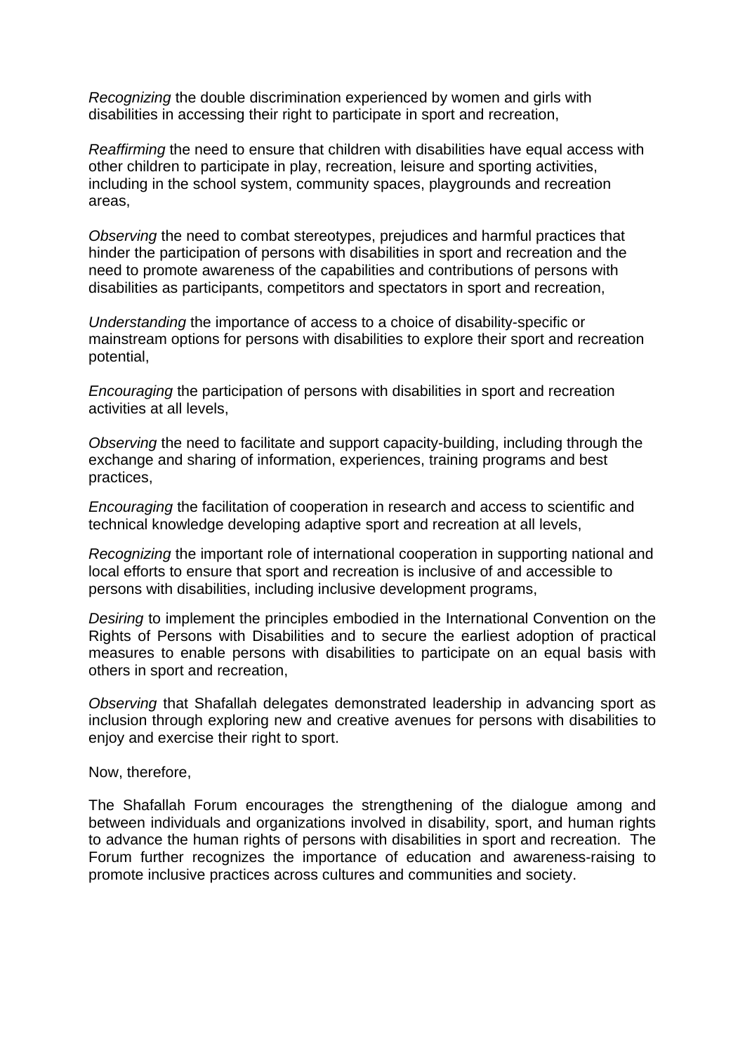*Recognizing* the double discrimination experienced by women and girls with disabilities in accessing their right to participate in sport and recreation,

*Reaffirming* the need to ensure that children with disabilities have equal access with other children to participate in play, recreation, leisure and sporting activities, including in the school system, community spaces, playgrounds and recreation areas,

*Observing* the need to combat stereotypes, prejudices and harmful practices that hinder the participation of persons with disabilities in sport and recreation and the need to promote awareness of the capabilities and contributions of persons with disabilities as participants, competitors and spectators in sport and recreation,

*Understanding* the importance of access to a choice of disability-specific or mainstream options for persons with disabilities to explore their sport and recreation potential,

*Encouraging* the participation of persons with disabilities in sport and recreation activities at all levels,

*Observing* the need to facilitate and support capacity-building, including through the exchange and sharing of information, experiences, training programs and best practices,

*Encouraging* the facilitation of cooperation in research and access to scientific and technical knowledge developing adaptive sport and recreation at all levels,

*Recognizing* the important role of international cooperation in supporting national and local efforts to ensure that sport and recreation is inclusive of and accessible to persons with disabilities, including inclusive development programs,

*Desiring* to implement the principles embodied in the International Convention on the Rights of Persons with Disabilities and to secure the earliest adoption of practical measures to enable persons with disabilities to participate on an equal basis with others in sport and recreation,

*Observing* that Shafallah delegates demonstrated leadership in advancing sport as inclusion through exploring new and creative avenues for persons with disabilities to enjoy and exercise their right to sport.

Now, therefore,

The Shafallah Forum encourages the strengthening of the dialogue among and between individuals and organizations involved in disability, sport, and human rights to advance the human rights of persons with disabilities in sport and recreation. The Forum further recognizes the importance of education and awareness-raising to promote inclusive practices across cultures and communities and society.